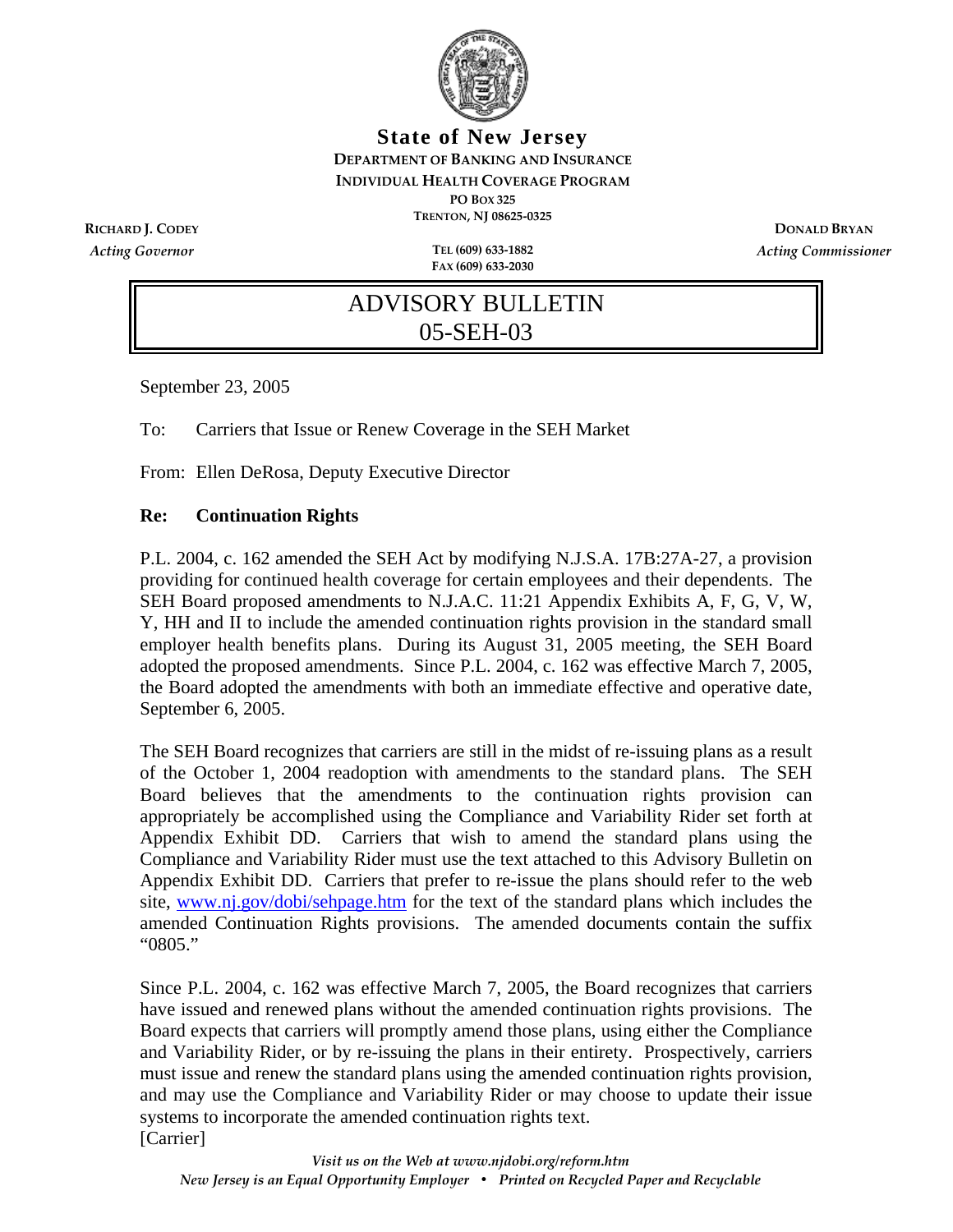**State of New Jersey**

DEPARTMENT OF BANKING AND INSURANCE

INDIVIDUAL HEALTH COVERAGE PROGRAM

PO BOX 325

TRENTON, NJ 08625-0325

RICHARD J. CODEY
*Acting Governor*

TEL (609) 633-1882
FAX (609) 633-2030

DONALD BRYAN
*Acting Commissioner*

# ADVISORY BULLETIN
# 05-SEH-03

September 23, 2005

To: Carriers that Issue or Renew Coverage in the SEH Market

From: Ellen DeRosa, Deputy Executive Director

**Re: Continuation Rights**

P.L. 2004, c. 162 amended the SEH Act by modifying N.J.S.A. 17B:27A-27, a provision providing for continued health coverage for certain employees and their dependents. The SEH Board proposed amendments to N.J.A.C. 11:21 Appendix Exhibits A, F, G, V, W, Y, HH and II to include the amended continuation rights provision in the standard small employer health benefits plans. During its August 31, 2005 meeting, the SEH Board adopted the proposed amendments. Since P.L. 2004, c. 162 was effective March 7, 2005, the Board adopted the amendments with both an immediate effective and operative date, September 6, 2005.

The SEH Board recognizes that carriers are still in the midst of re-issuing plans as a result of the October 1, 2004 readoption with amendments to the standard plans. The SEH Board believes that the amendments to the continuation rights provision can appropriately be accomplished using the Compliance and Variability Rider set forth at Appendix Exhibit DD. Carriers that wish to amend the standard plans using the Compliance and Variability Rider must use the text attached to this Advisory Bulletin on Appendix Exhibit DD. Carriers that prefer to re-issue the plans should refer to the web site, www.nj.gov/dobi/sehpage.htm for the text of the standard plans which includes the amended Continuation Rights provisions. The amended documents contain the suffix "0805."

Since P.L. 2004, c. 162 was effective March 7, 2005, the Board recognizes that carriers have issued and renewed plans without the amended continuation rights provisions. The Board expects that carriers will promptly amend those plans, using either the Compliance and Variability Rider, or by re-issuing the plans in their entirety. Prospectively, carriers must issue and renew the standard plans using the amended continuation rights provision, and may use the Compliance and Variability Rider or may choose to update their issue systems to incorporate the amended continuation rights text.

[Carrier]

*Visit us on the Web at www.njdobi.org/reform.htm*

*New Jersey is an Equal Opportunity Employer • Printed on Recycled Paper and Recyclable*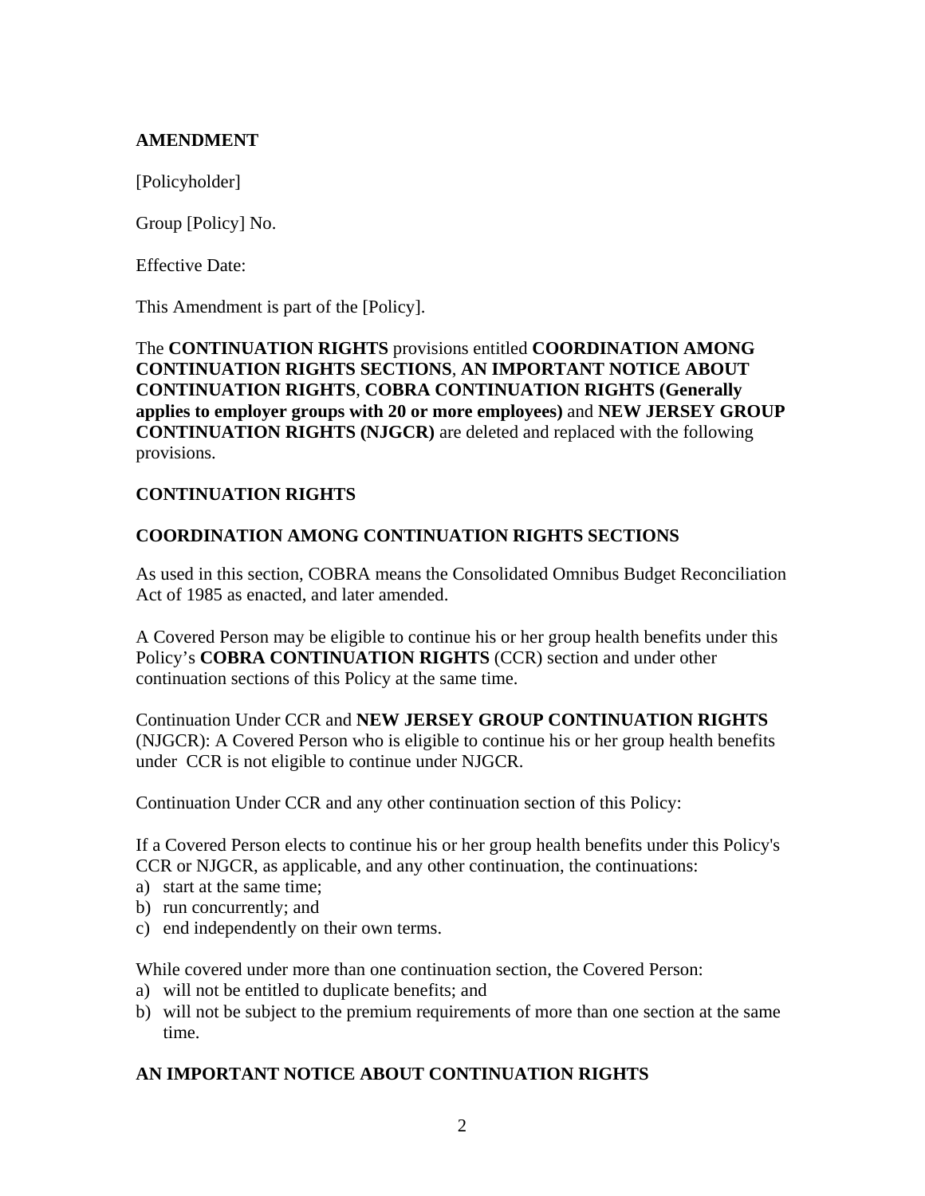**AMENDMENT**

[Policyholder]

Group [Policy] No.

Effective Date:

This Amendment is part of the [Policy].

The **CONTINUATION RIGHTS** provisions entitled **COORDINATION AMONG CONTINUATION RIGHTS SECTIONS**, **AN IMPORTANT NOTICE ABOUT CONTINUATION RIGHTS**, **COBRA CONTINUATION RIGHTS (Generally applies to employer groups with 20 or more employees)** and **NEW JERSEY GROUP CONTINUATION RIGHTS (NJGCR)** are deleted and replaced with the following provisions.

**CONTINUATION RIGHTS**

**COORDINATION AMONG CONTINUATION RIGHTS SECTIONS**

As used in this section, COBRA means the Consolidated Omnibus Budget Reconciliation Act of 1985 as enacted, and later amended.

A Covered Person may be eligible to continue his or her group health benefits under this Policy's **COBRA CONTINUATION RIGHTS** (CCR) section and under other continuation sections of this Policy at the same time.

Continuation Under CCR and **NEW JERSEY GROUP CONTINUATION RIGHTS** (NJGCR): A Covered Person who is eligible to continue his or her group health benefits under CCR is not eligible to continue under NJGCR.

Continuation Under CCR and any other continuation section of this Policy:

If a Covered Person elects to continue his or her group health benefits under this Policy's CCR or NJGCR, as applicable, and any other continuation, the continuations:

a) start at the same time;
b) run concurrently; and
c) end independently on their own terms.

While covered under more than one continuation section, the Covered Person:

a) will not be entitled to duplicate benefits; and
b) will not be subject to the premium requirements of more than one section at the same time.

**AN IMPORTANT NOTICE ABOUT CONTINUATION RIGHTS**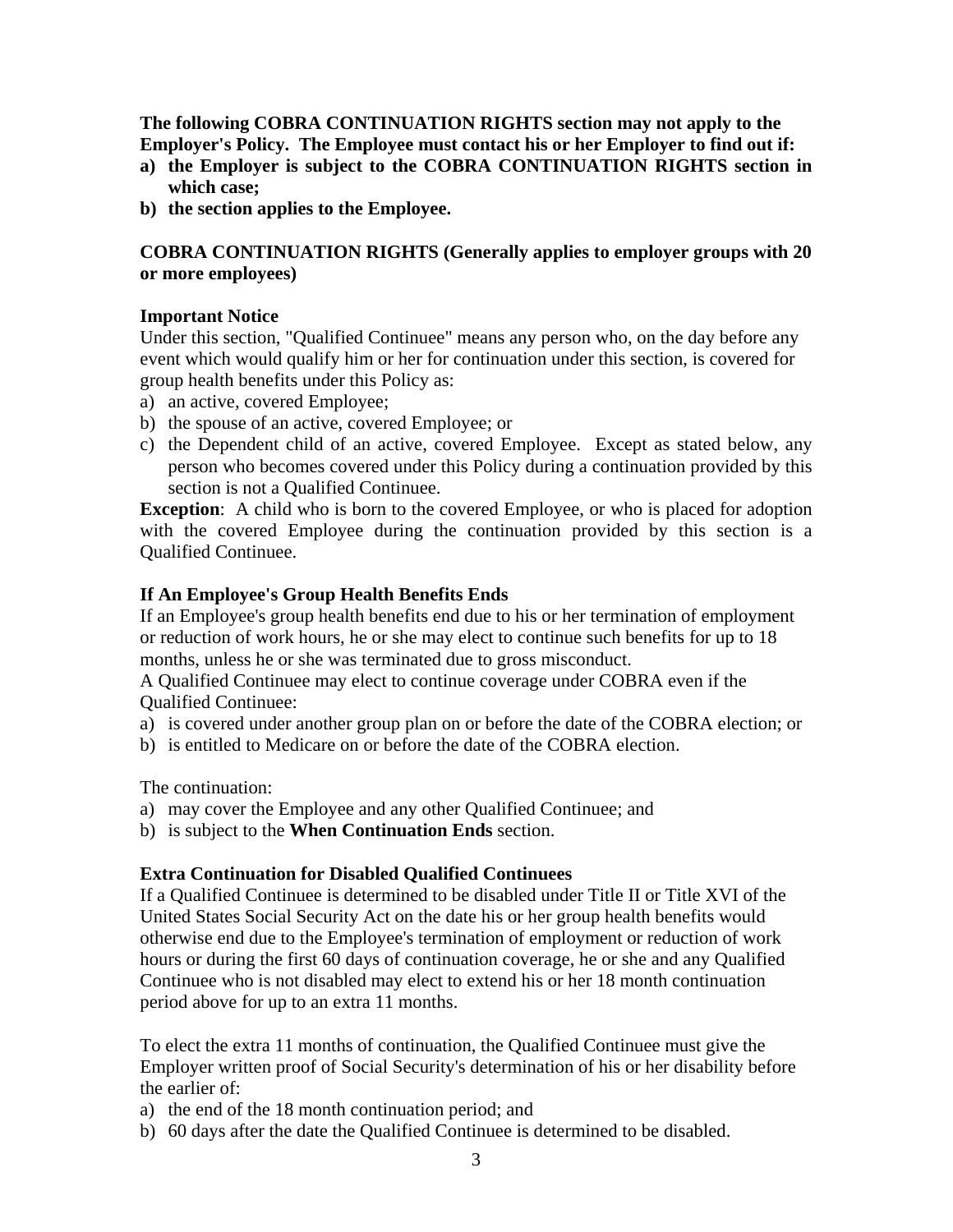**The following COBRA CONTINUATION RIGHTS section may not apply to the Employer's Policy. The Employee must contact his or her Employer to find out if:**

a) **the Employer is subject to the COBRA CONTINUATION RIGHTS section in which case;**
b) **the section applies to the Employee.**

**COBRA CONTINUATION RIGHTS (Generally applies to employer groups with 20 or more employees)**

**Important Notice**

Under this section, "Qualified Continuee" means any person who, on the day before any event which would qualify him or her for continuation under this section, is covered for group health benefits under this Policy as:

a) an active, covered Employee;
b) the spouse of an active, covered Employee; or
c) the Dependent child of an active, covered Employee. Except as stated below, any person who becomes covered under this Policy during a continuation provided by this section is not a Qualified Continuee.

**Exception**: A child who is born to the covered Employee, or who is placed for adoption with the covered Employee during the continuation provided by this section is a Qualified Continuee.

**If An Employee's Group Health Benefits Ends**

If an Employee's group health benefits end due to his or her termination of employment or reduction of work hours, he or she may elect to continue such benefits for up to 18 months, unless he or she was terminated due to gross misconduct.

A Qualified Continuee may elect to continue coverage under COBRA even if the Qualified Continuee:

a) is covered under another group plan on or before the date of the COBRA election; or
b) is entitled to Medicare on or before the date of the COBRA election.

The continuation:

a) may cover the Employee and any other Qualified Continuee; and
b) is subject to the **When Continuation Ends** section.

**Extra Continuation for Disabled Qualified Continuees**

If a Qualified Continuee is determined to be disabled under Title II or Title XVI of the United States Social Security Act on the date his or her group health benefits would otherwise end due to the Employee's termination of employment or reduction of work hours or during the first 60 days of continuation coverage, he or she and any Qualified Continuee who is not disabled may elect to extend his or her 18 month continuation period above for up to an extra 11 months.

To elect the extra 11 months of continuation, the Qualified Continuee must give the Employer written proof of Social Security's determination of his or her disability before the earlier of:

a) the end of the 18 month continuation period; and
b) 60 days after the date the Qualified Continuee is determined to be disabled.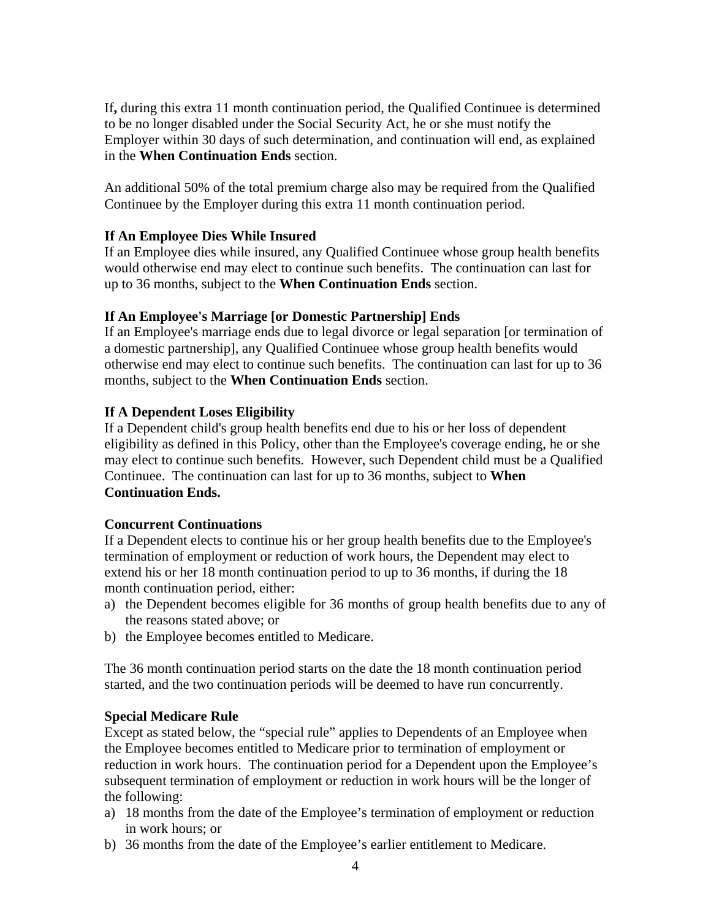If**,** during this extra 11 month continuation period, the Qualified Continuee is determined to be no longer disabled under the Social Security Act, he or she must notify the Employer within 30 days of such determination, and continuation will end, as explained in the **When Continuation Ends** section.

An additional 50% of the total premium charge also may be required from the Qualified Continuee by the Employer during this extra 11 month continuation period.

**If An Employee Dies While Insured**
If an Employee dies while insured, any Qualified Continuee whose group health benefits would otherwise end may elect to continue such benefits. The continuation can last for up to 36 months, subject to the **When Continuation Ends** section.

**If An Employee's Marriage [or Domestic Partnership] Ends**
If an Employee's marriage ends due to legal divorce or legal separation [or termination of a domestic partnership], any Qualified Continuee whose group health benefits would otherwise end may elect to continue such benefits. The continuation can last for up to 36 months, subject to the **When Continuation Ends** section.

**If A Dependent Loses Eligibility**
If a Dependent child's group health benefits end due to his or her loss of dependent eligibility as defined in this Policy, other than the Employee's coverage ending, he or she may elect to continue such benefits. However, such Dependent child must be a Qualified Continuee. The continuation can last for up to 36 months, subject to **When Continuation Ends.**

**Concurrent Continuations**
If a Dependent elects to continue his or her group health benefits due to the Employee's termination of employment or reduction of work hours, the Dependent may elect to extend his or her 18 month continuation period to up to 36 months, if during the 18 month continuation period, either:

a) the Dependent becomes eligible for 36 months of group health benefits due to any of the reasons stated above; or
b) the Employee becomes entitled to Medicare.

The 36 month continuation period starts on the date the 18 month continuation period started, and the two continuation periods will be deemed to have run concurrently.

**Special Medicare Rule**
Except as stated below, the "special rule" applies to Dependents of an Employee when the Employee becomes entitled to Medicare prior to termination of employment or reduction in work hours. The continuation period for a Dependent upon the Employee's subsequent termination of employment or reduction in work hours will be the longer of the following:

a) 18 months from the date of the Employee's termination of employment or reduction in work hours; or
b) 36 months from the date of the Employee's earlier entitlement to Medicare.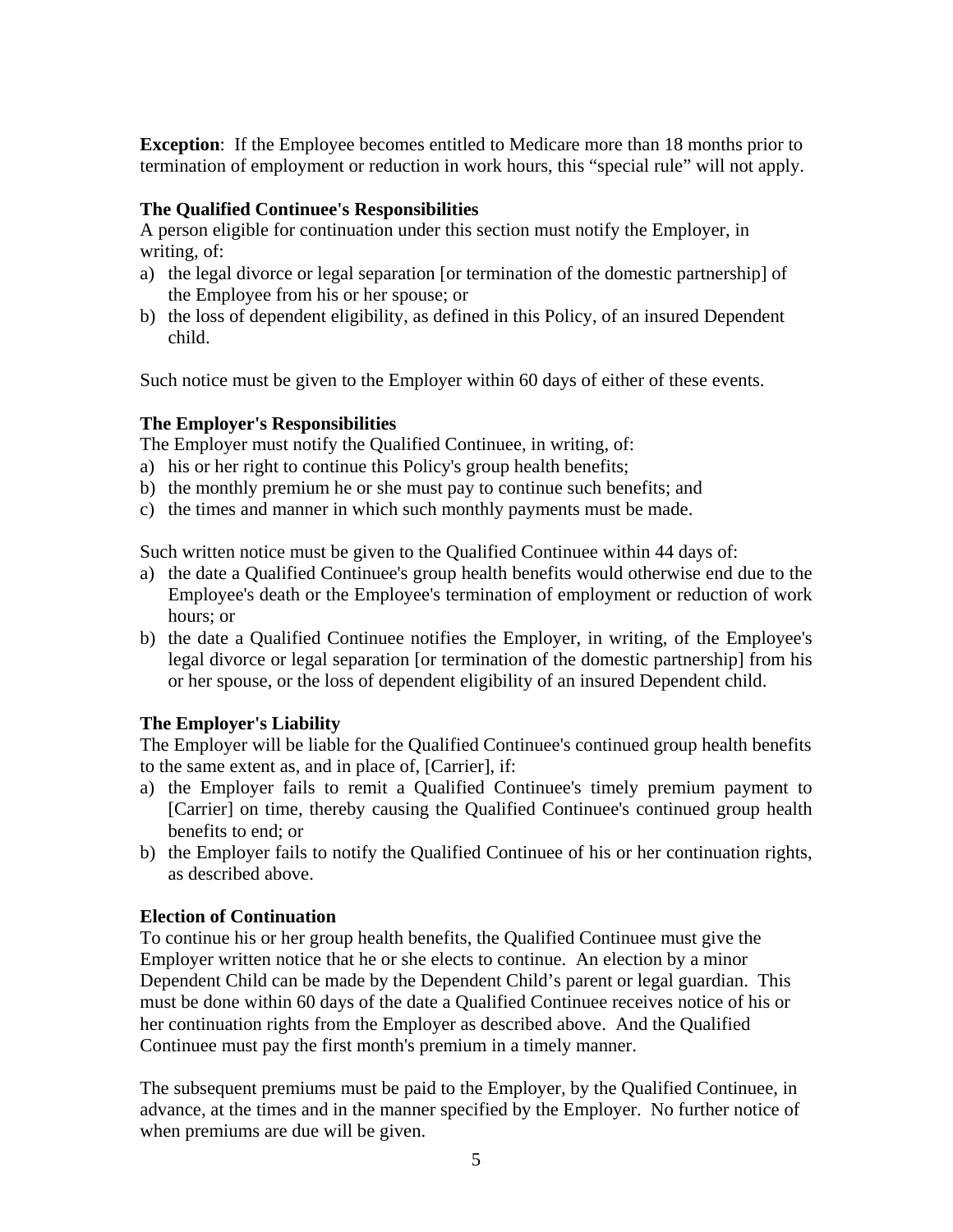**Exception**: If the Employee becomes entitled to Medicare more than 18 months prior to termination of employment or reduction in work hours, this "special rule" will not apply.

**The Qualified Continuee's Responsibilities**

A person eligible for continuation under this section must notify the Employer, in writing, of:

a) the legal divorce or legal separation [or termination of the domestic partnership] of the Employee from his or her spouse; or
b) the loss of dependent eligibility, as defined in this Policy, of an insured Dependent child.

Such notice must be given to the Employer within 60 days of either of these events.

**The Employer's Responsibilities**

The Employer must notify the Qualified Continuee, in writing, of:

a) his or her right to continue this Policy's group health benefits;
b) the monthly premium he or she must pay to continue such benefits; and
c) the times and manner in which such monthly payments must be made.

Such written notice must be given to the Qualified Continuee within 44 days of:

a) the date a Qualified Continuee's group health benefits would otherwise end due to the Employee's death or the Employee's termination of employment or reduction of work hours; or
b) the date a Qualified Continuee notifies the Employer, in writing, of the Employee's legal divorce or legal separation [or termination of the domestic partnership] from his or her spouse, or the loss of dependent eligibility of an insured Dependent child.

**The Employer's Liability**

The Employer will be liable for the Qualified Continuee's continued group health benefits to the same extent as, and in place of, [Carrier], if:

a) the Employer fails to remit a Qualified Continuee's timely premium payment to [Carrier] on time, thereby causing the Qualified Continuee's continued group health benefits to end; or
b) the Employer fails to notify the Qualified Continuee of his or her continuation rights, as described above.

**Election of Continuation**

To continue his or her group health benefits, the Qualified Continuee must give the Employer written notice that he or she elects to continue. An election by a minor Dependent Child can be made by the Dependent Child's parent or legal guardian. This must be done within 60 days of the date a Qualified Continuee receives notice of his or her continuation rights from the Employer as described above. And the Qualified Continuee must pay the first month's premium in a timely manner.

The subsequent premiums must be paid to the Employer, by the Qualified Continuee, in advance, at the times and in the manner specified by the Employer. No further notice of when premiums are due will be given.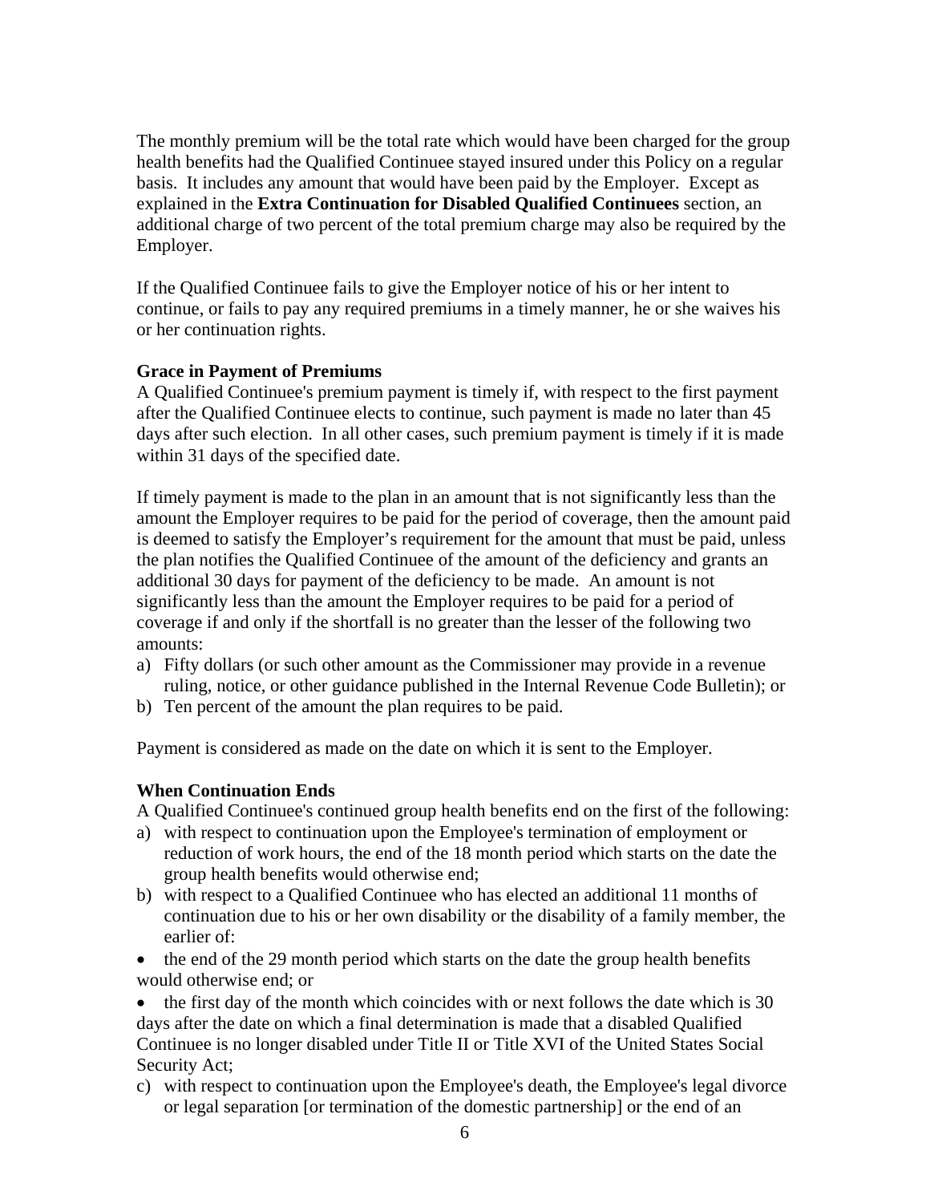The monthly premium will be the total rate which would have been charged for the group health benefits had the Qualified Continuee stayed insured under this Policy on a regular basis. It includes any amount that would have been paid by the Employer. Except as explained in the **Extra Continuation for Disabled Qualified Continuees** section, an additional charge of two percent of the total premium charge may also be required by the Employer.

If the Qualified Continuee fails to give the Employer notice of his or her intent to continue, or fails to pay any required premiums in a timely manner, he or she waives his or her continuation rights.

**Grace in Payment of Premiums**
A Qualified Continuee's premium payment is timely if, with respect to the first payment after the Qualified Continuee elects to continue, such payment is made no later than 45 days after such election. In all other cases, such premium payment is timely if it is made within 31 days of the specified date.

If timely payment is made to the plan in an amount that is not significantly less than the amount the Employer requires to be paid for the period of coverage, then the amount paid is deemed to satisfy the Employer's requirement for the amount that must be paid, unless the plan notifies the Qualified Continuee of the amount of the deficiency and grants an additional 30 days for payment of the deficiency to be made. An amount is not significantly less than the amount the Employer requires to be paid for a period of coverage if and only if the shortfall is no greater than the lesser of the following two amounts:

a) Fifty dollars (or such other amount as the Commissioner may provide in a revenue ruling, notice, or other guidance published in the Internal Revenue Code Bulletin); or
b) Ten percent of the amount the plan requires to be paid.

Payment is considered as made on the date on which it is sent to the Employer.

**When Continuation Ends**
A Qualified Continuee's continued group health benefits end on the first of the following:

a) with respect to continuation upon the Employee's termination of employment or reduction of work hours, the end of the 18 month period which starts on the date the group health benefits would otherwise end;
b) with respect to a Qualified Continuee who has elected an additional 11 months of continuation due to his or her own disability or the disability of a family member, the earlier of:

- the end of the 29 month period which starts on the date the group health benefits would otherwise end; or
- the first day of the month which coincides with or next follows the date which is 30 days after the date on which a final determination is made that a disabled Qualified Continuee is no longer disabled under Title II or Title XVI of the United States Social Security Act;

c) with respect to continuation upon the Employee's death, the Employee's legal divorce or legal separation [or termination of the domestic partnership] or the end of an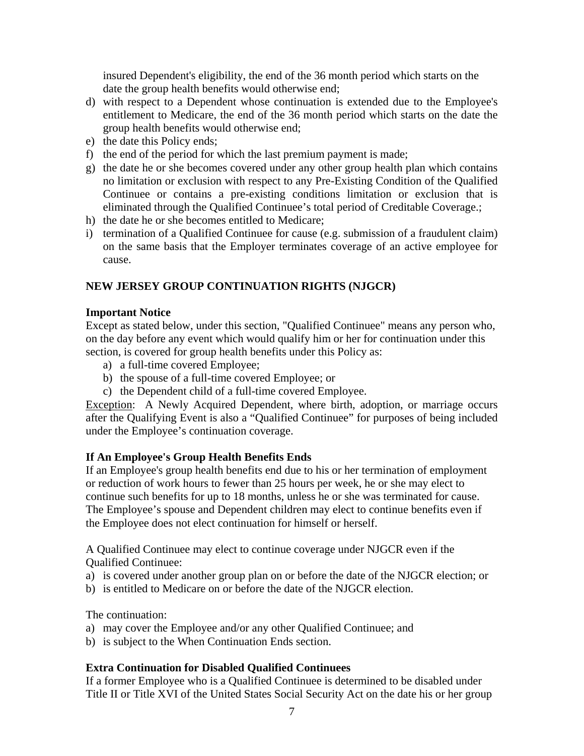insured Dependent's eligibility, the end of the 36 month period which starts on the date the group health benefits would otherwise end;

d) with respect to a Dependent whose continuation is extended due to the Employee's entitlement to Medicare, the end of the 36 month period which starts on the date the group health benefits would otherwise end;
e) the date this Policy ends;
f) the end of the period for which the last premium payment is made;
g) the date he or she becomes covered under any other group health plan which contains no limitation or exclusion with respect to any Pre-Existing Condition of the Qualified Continuee or contains a pre-existing conditions limitation or exclusion that is eliminated through the Qualified Continuee's total period of Creditable Coverage.;
h) the date he or she becomes entitled to Medicare;
i) termination of a Qualified Continuee for cause (e.g. submission of a fraudulent claim) on the same basis that the Employer terminates coverage of an active employee for cause.

## NEW JERSEY GROUP CONTINUATION RIGHTS (NJGCR)

**Important Notice**

Except as stated below, under this section, "Qualified Continuee" means any person who, on the day before any event which would qualify him or her for continuation under this section, is covered for group health benefits under this Policy as:

a) a full-time covered Employee;
b) the spouse of a full-time covered Employee; or
c) the Dependent child of a full-time covered Employee.

<u>Exception</u>: A Newly Acquired Dependent, where birth, adoption, or marriage occurs after the Qualifying Event is also a "Qualified Continuee" for purposes of being included under the Employee's continuation coverage.

**If An Employee's Group Health Benefits Ends**

If an Employee's group health benefits end due to his or her termination of employment or reduction of work hours to fewer than 25 hours per week, he or she may elect to continue such benefits for up to 18 months, unless he or she was terminated for cause. The Employee's spouse and Dependent children may elect to continue benefits even if the Employee does not elect continuation for himself or herself.

A Qualified Continuee may elect to continue coverage under NJGCR even if the Qualified Continuee:

a) is covered under another group plan on or before the date of the NJGCR election; or
b) is entitled to Medicare on or before the date of the NJGCR election.

The continuation:

a) may cover the Employee and/or any other Qualified Continuee; and
b) is subject to the When Continuation Ends section.

**Extra Continuation for Disabled Qualified Continuees**

If a former Employee who is a Qualified Continuee is determined to be disabled under Title II or Title XVI of the United States Social Security Act on the date his or her group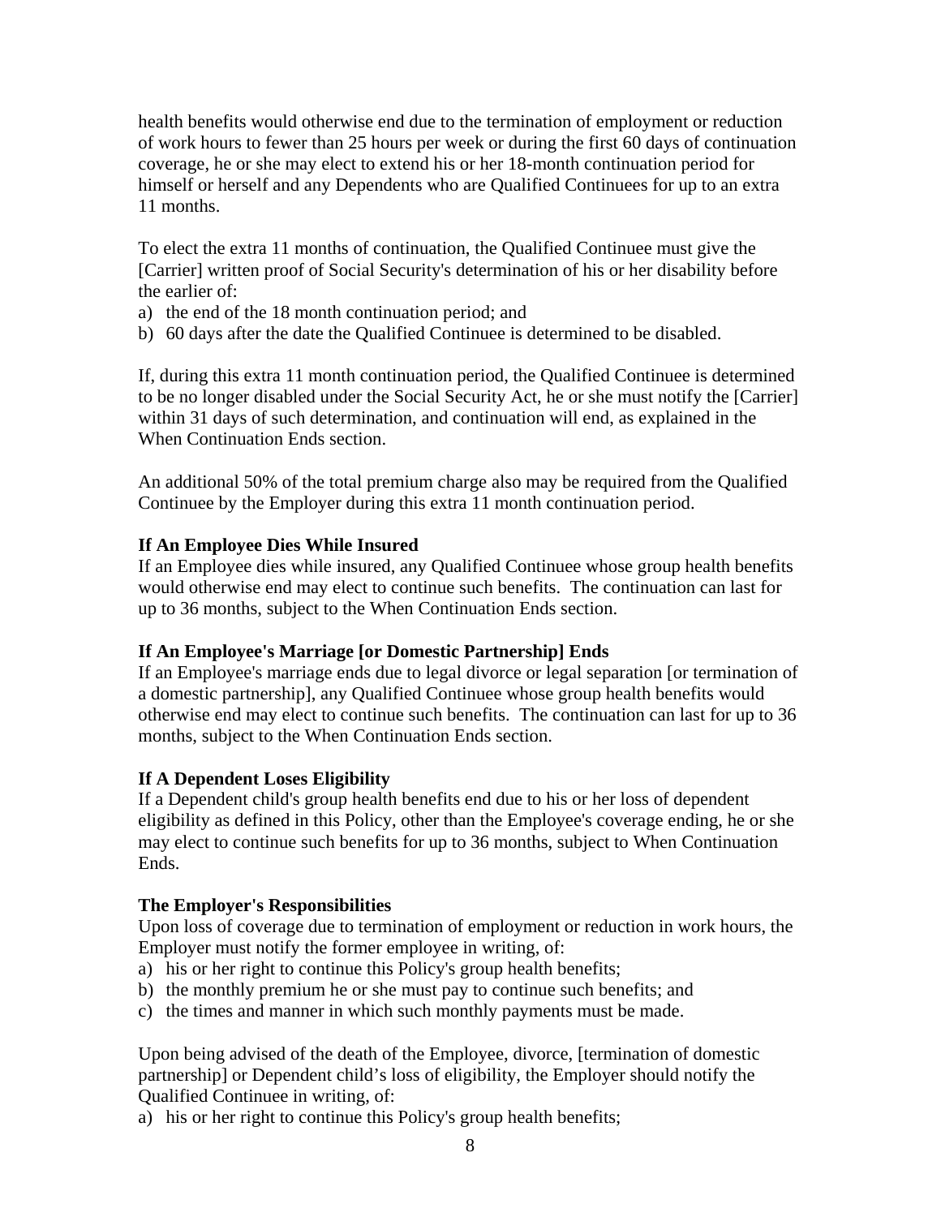health benefits would otherwise end due to the termination of employment or reduction of work hours to fewer than 25 hours per week or during the first 60 days of continuation coverage, he or she may elect to extend his or her 18-month continuation period for himself or herself and any Dependents who are Qualified Continuees for up to an extra 11 months.

To elect the extra 11 months of continuation, the Qualified Continuee must give the [Carrier] written proof of Social Security's determination of his or her disability before the earlier of:

a) the end of the 18 month continuation period; and
b) 60 days after the date the Qualified Continuee is determined to be disabled.

If, during this extra 11 month continuation period, the Qualified Continuee is determined to be no longer disabled under the Social Security Act, he or she must notify the [Carrier] within 31 days of such determination, and continuation will end, as explained in the When Continuation Ends section.

An additional 50% of the total premium charge also may be required from the Qualified Continuee by the Employer during this extra 11 month continuation period.

**If An Employee Dies While Insured**

If an Employee dies while insured, any Qualified Continuee whose group health benefits would otherwise end may elect to continue such benefits. The continuation can last for up to 36 months, subject to the When Continuation Ends section.

**If An Employee's Marriage [or Domestic Partnership] Ends**

If an Employee's marriage ends due to legal divorce or legal separation [or termination of a domestic partnership], any Qualified Continuee whose group health benefits would otherwise end may elect to continue such benefits. The continuation can last for up to 36 months, subject to the When Continuation Ends section.

**If A Dependent Loses Eligibility**

If a Dependent child's group health benefits end due to his or her loss of dependent eligibility as defined in this Policy, other than the Employee's coverage ending, he or she may elect to continue such benefits for up to 36 months, subject to When Continuation Ends.

**The Employer's Responsibilities**

Upon loss of coverage due to termination of employment or reduction in work hours, the Employer must notify the former employee in writing, of:

a) his or her right to continue this Policy's group health benefits;
b) the monthly premium he or she must pay to continue such benefits; and
c) the times and manner in which such monthly payments must be made.

Upon being advised of the death of the Employee, divorce, [termination of domestic partnership] or Dependent child's loss of eligibility, the Employer should notify the Qualified Continuee in writing, of:

a) his or her right to continue this Policy's group health benefits;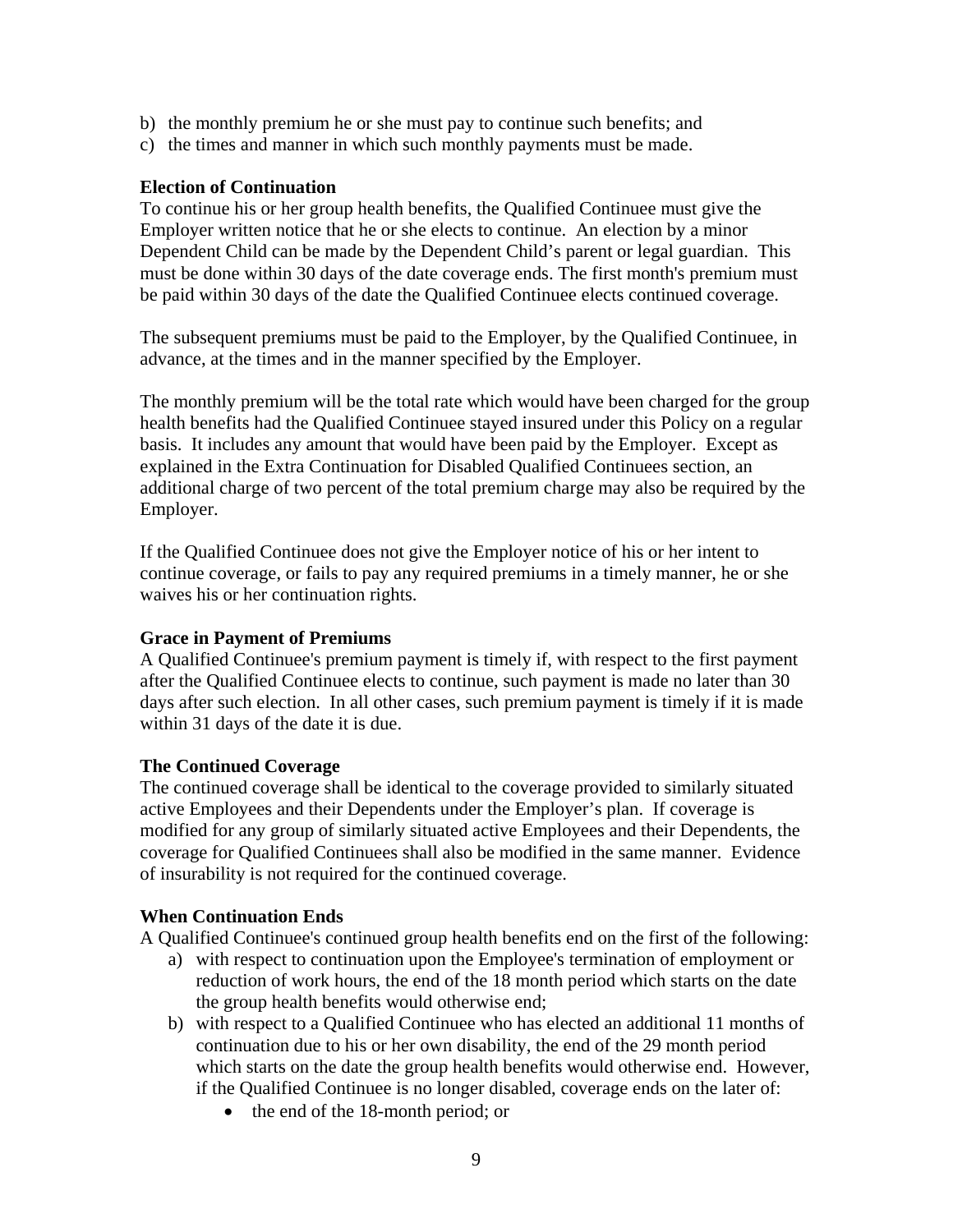b) the monthly premium he or she must pay to continue such benefits; and
c) the times and manner in which such monthly payments must be made.

**Election of Continuation**
To continue his or her group health benefits, the Qualified Continuee must give the Employer written notice that he or she elects to continue. An election by a minor Dependent Child can be made by the Dependent Child's parent or legal guardian. This must be done within 30 days of the date coverage ends. The first month's premium must be paid within 30 days of the date the Qualified Continuee elects continued coverage.

The subsequent premiums must be paid to the Employer, by the Qualified Continuee, in advance, at the times and in the manner specified by the Employer.

The monthly premium will be the total rate which would have been charged for the group health benefits had the Qualified Continuee stayed insured under this Policy on a regular basis. It includes any amount that would have been paid by the Employer. Except as explained in the Extra Continuation for Disabled Qualified Continuees section, an additional charge of two percent of the total premium charge may also be required by the Employer.

If the Qualified Continuee does not give the Employer notice of his or her intent to continue coverage, or fails to pay any required premiums in a timely manner, he or she waives his or her continuation rights.

**Grace in Payment of Premiums**
A Qualified Continuee's premium payment is timely if, with respect to the first payment after the Qualified Continuee elects to continue, such payment is made no later than 30 days after such election. In all other cases, such premium payment is timely if it is made within 31 days of the date it is due.

**The Continued Coverage**
The continued coverage shall be identical to the coverage provided to similarly situated active Employees and their Dependents under the Employer's plan. If coverage is modified for any group of similarly situated active Employees and their Dependents, the coverage for Qualified Continuees shall also be modified in the same manner. Evidence of insurability is not required for the continued coverage.

**When Continuation Ends**
A Qualified Continuee's continued group health benefits end on the first of the following:

a) with respect to continuation upon the Employee's termination of employment or reduction of work hours, the end of the 18 month period which starts on the date the group health benefits would otherwise end;
b) with respect to a Qualified Continuee who has elected an additional 11 months of continuation due to his or her own disability, the end of the 29 month period which starts on the date the group health benefits would otherwise end. However, if the Qualified Continuee is no longer disabled, coverage ends on the later of:
    - the end of the 18-month period; or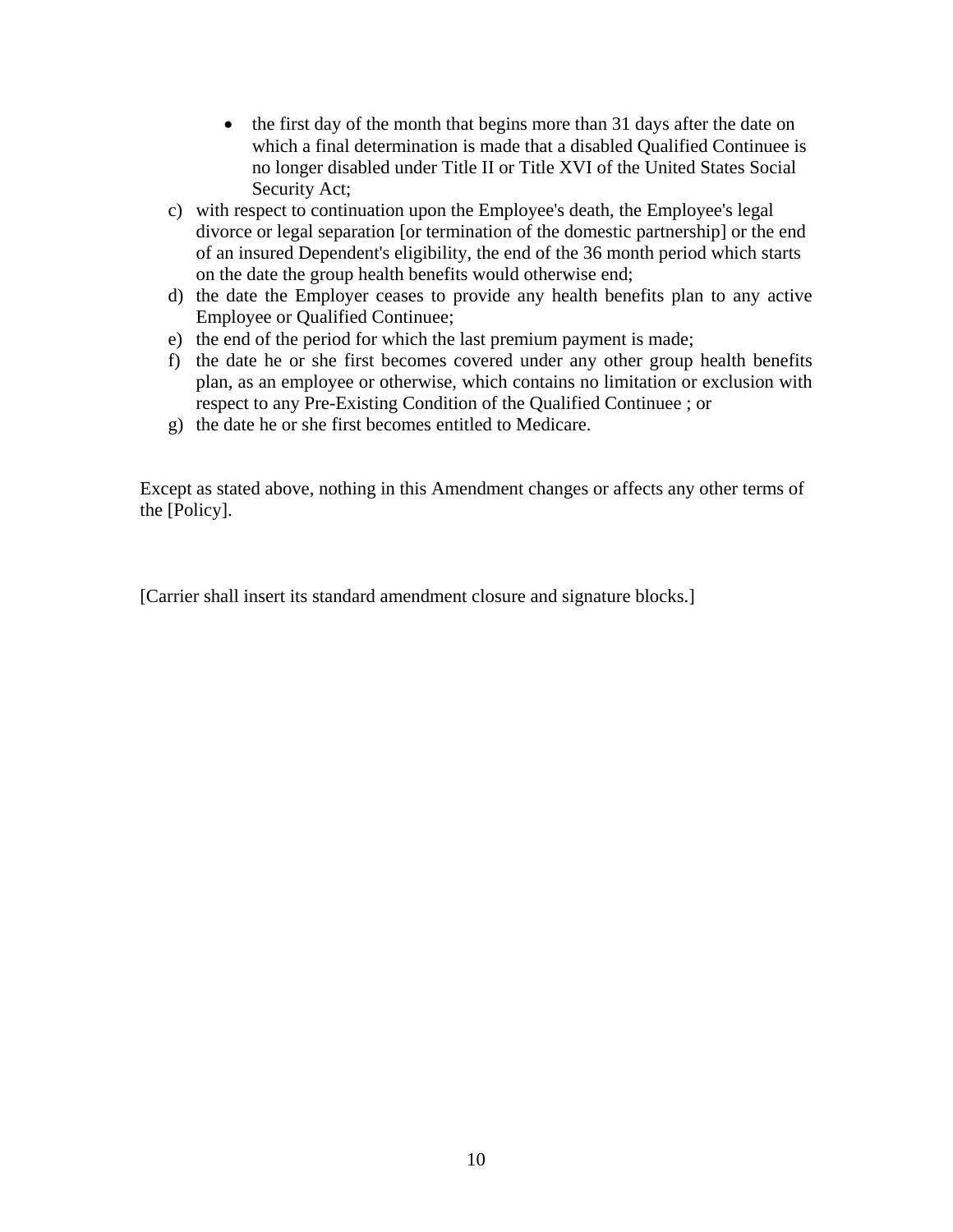- the first day of the month that begins more than 31 days after the date on which a final determination is made that a disabled Qualified Continuee is no longer disabled under Title II or Title XVI of the United States Social Security Act;

c) with respect to continuation upon the Employee's death, the Employee's legal divorce or legal separation [or termination of the domestic partnership] or the end of an insured Dependent's eligibility, the end of the 36 month period which starts on the date the group health benefits would otherwise end;

d) the date the Employer ceases to provide any health benefits plan to any active Employee or Qualified Continuee;

e) the end of the period for which the last premium payment is made;

f) the date he or she first becomes covered under any other group health benefits plan, as an employee or otherwise, which contains no limitation or exclusion with respect to any Pre-Existing Condition of the Qualified Continuee ; or

g) the date he or she first becomes entitled to Medicare.

Except as stated above, nothing in this Amendment changes or affects any other terms of the [Policy].

[Carrier shall insert its standard amendment closure and signature blocks.]